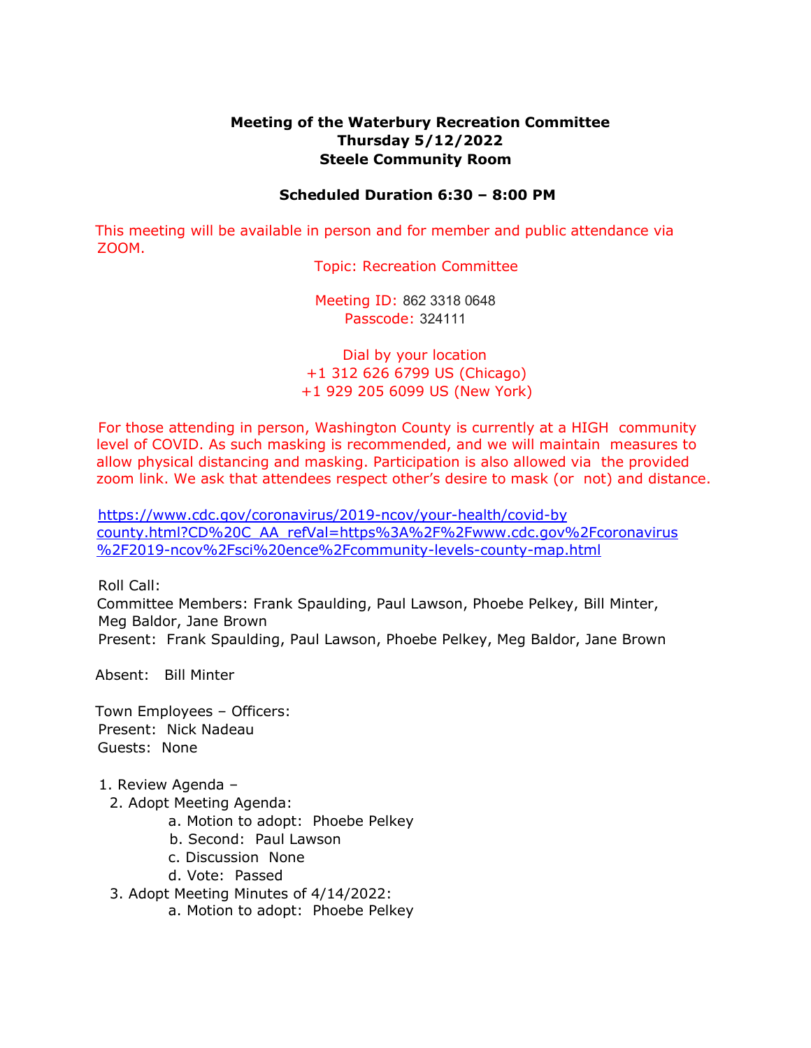**Meeting of the Waterbury Recreation Committee**
**Thursday 5/12/2022**
**Steele Community Room**

**Scheduled Duration 6:30 – 8:00 PM**

This meeting will be available in person and for member and public attendance via ZOOM.

Topic: Recreation Committee

Meeting ID: 862 3318 0648
Passcode: 324111

Dial by your location
+1 312 626 6799 US (Chicago)
+1 929 205 6099 US (New York)

For those attending in person, Washington County is currently at a HIGH community level of COVID. As such masking is recommended, and we will maintain measures to allow physical distancing and masking. Participation is also allowed via the provided zoom link. We ask that attendees respect other's desire to mask (or not) and distance.

https://www.cdc.gov/coronavirus/2019-ncov/your-health/covid-by county.html?CD%20C_AA_refVal=https%3A%2F%2Fwww.cdc.gov%2Fcoronavirus%2F2019-ncov%2Fsci%20ence%2Fcommunity-levels-county-map.html

Roll Call:
Committee Members: Frank Spaulding, Paul Lawson, Phoebe Pelkey, Bill Minter, Meg Baldor, Jane Brown
Present: Frank Spaulding, Paul Lawson, Phoebe Pelkey, Meg Baldor, Jane Brown

Absent: Bill Minter

Town Employees – Officers:
Present: Nick Nadeau
Guests: None

1. Review Agenda –
2. Adopt Meeting Agenda:
   a. Motion to adopt: Phoebe Pelkey
   b. Second: Paul Lawson
   c. Discussion None
   d. Vote: Passed
3. Adopt Meeting Minutes of 4/14/2022:
   a. Motion to adopt: Phoebe Pelkey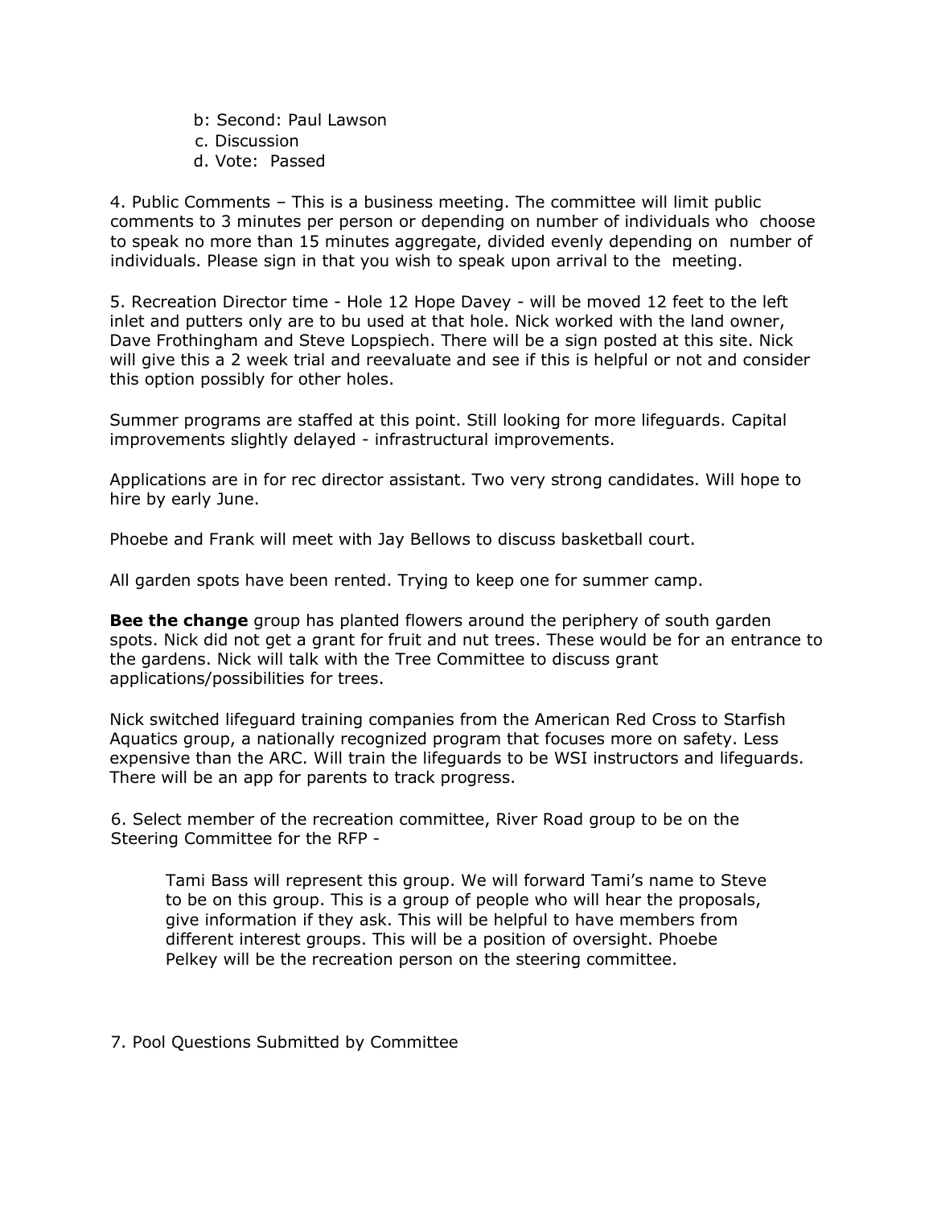b: Second: Paul Lawson
c. Discussion
d. Vote: Passed

4. Public Comments – This is a business meeting. The committee will limit public comments to 3 minutes per person or depending on number of individuals who choose to speak no more than 15 minutes aggregate, divided evenly depending on number of individuals. Please sign in that you wish to speak upon arrival to the meeting.

5. Recreation Director time - Hole 12 Hope Davey - will be moved 12 feet to the left inlet and putters only are to bu used at that hole. Nick worked with the land owner, Dave Frothingham and Steve Lopspiech. There will be a sign posted at this site. Nick will give this a 2 week trial and reevaluate and see if this is helpful or not and consider this option possibly for other holes.

Summer programs are staffed at this point. Still looking for more lifeguards. Capital improvements slightly delayed - infrastructural improvements.

Applications are in for rec director assistant. Two very strong candidates. Will hope to hire by early June.

Phoebe and Frank will meet with Jay Bellows to discuss basketball court.

All garden spots have been rented. Trying to keep one for summer camp.

**Bee the change** group has planted flowers around the periphery of south garden spots. Nick did not get a grant for fruit and nut trees. These would be for an entrance to the gardens. Nick will talk with the Tree Committee to discuss grant applications/possibilities for trees.

Nick switched lifeguard training companies from the American Red Cross to Starfish Aquatics group, a nationally recognized program that focuses more on safety. Less expensive than the ARC. Will train the lifeguards to be WSI instructors and lifeguards. There will be an app for parents to track progress.

6. Select member of the recreation committee, River Road group to be on the Steering Committee for the RFP -

Tami Bass will represent this group. We will forward Tami's name to Steve to be on this group. This is a group of people who will hear the proposals, give information if they ask. This will be helpful to have members from different interest groups. This will be a position of oversight. Phoebe Pelkey will be the recreation person on the steering committee.

7. Pool Questions Submitted by Committee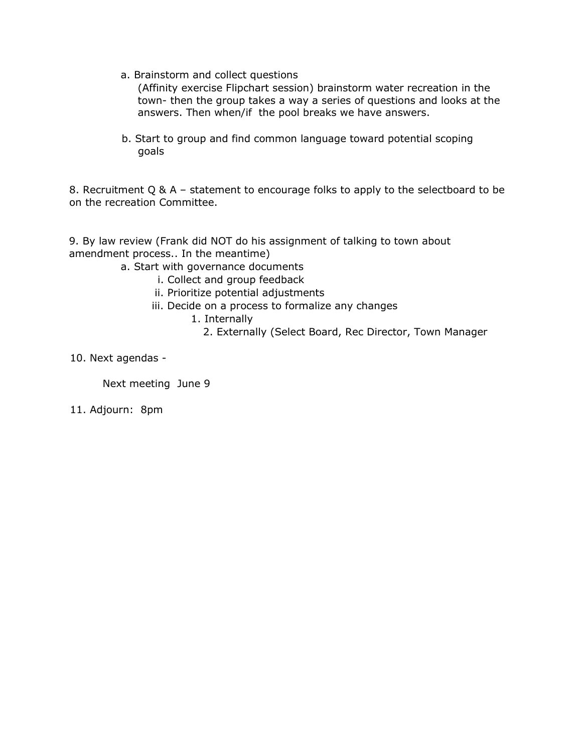a. Brainstorm and collect questions
      (Affinity exercise Flipchart session) brainstorm water recreation in the town- then the group takes a way a series of questions and looks at the answers. Then when/if the pool breaks we have answers.

   b. Start to group and find common language toward potential scoping goals

8. Recruitment Q & A – statement to encourage folks to apply to the selectboard to be on the recreation Committee.

9. By law review (Frank did NOT do his assignment of talking to town about amendment process.. In the meantime)
   a. Start with governance documents
      i. Collect and group feedback
      ii. Prioritize potential adjustments
      iii. Decide on a process to formalize any changes
         1. Internally
         2. Externally (Select Board, Rec Director, Town Manager

10. Next agendas -

    Next meeting June 9

11. Adjourn: 8pm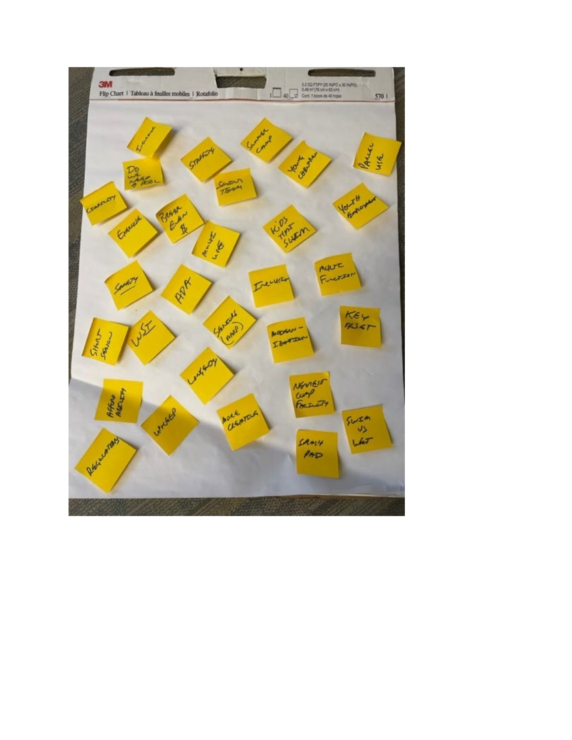3M Flip Chart | Tableau à feuilles mobiles | Rotafolio

INCOME

DO WE NEED A POOL

STAFFING

SUMMER CAMP

YOUNG CHILDREN

PARALLEL USE

SWIM TEAM

LIABILITY

EXERCISE

BREAK EVEN $

MULTI USE

KIDS THAT SWIM

YOUTH EMPLOYMENT

SAFETY

ADA

INCLUSION

MULTI FUNCTION

SENIORS (AARP)

SHORT SEASON

WSI

MODERN-IZATION

KEY ASSET

LONGEVITY

AFFORDABILITY

NEWEST COMP FACILITY

UPKEEP

MORE CREATIVE

SWIM VS WET

SPLASH PAD

REGULATIONS